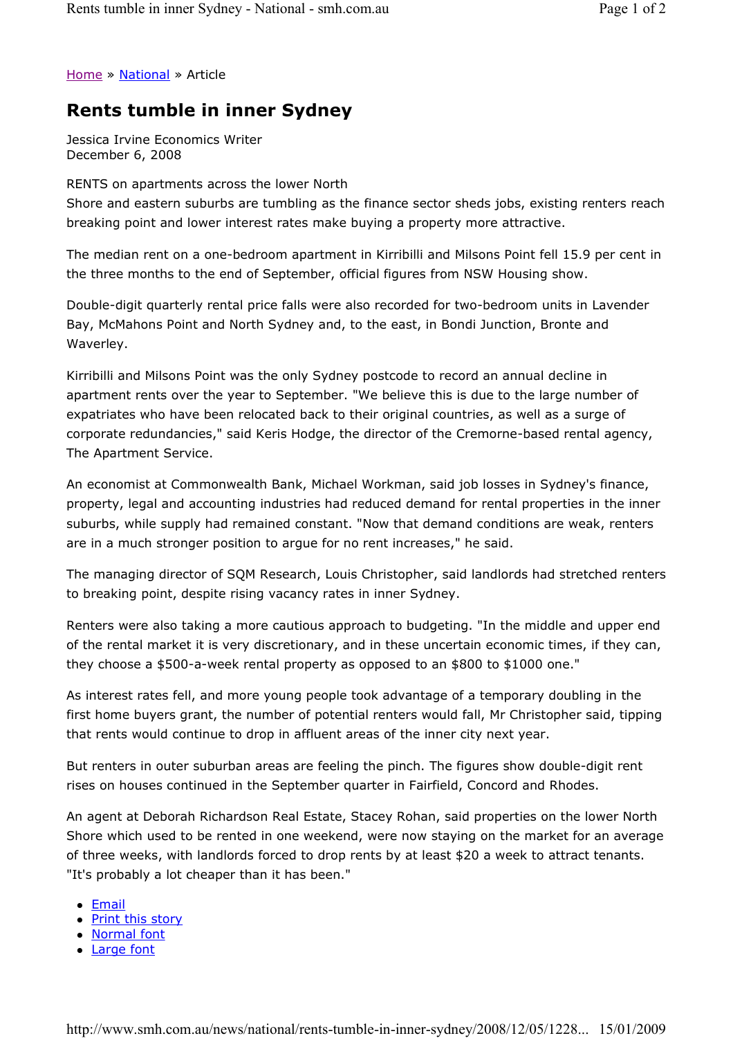Home » National » Article

# Rents tumble in inner Sydney

Jessica Irvine Economics Writer
December 6, 2008

RENTS on apartments across the lower North Shore and eastern suburbs are tumbling as the finance sector sheds jobs, existing renters reach breaking point and lower interest rates make buying a property more attractive.

The median rent on a one-bedroom apartment in Kirribilli and Milsons Point fell 15.9 per cent in the three months to the end of September, official figures from NSW Housing show.

Double-digit quarterly rental price falls were also recorded for two-bedroom units in Lavender Bay, McMahons Point and North Sydney and, to the east, in Bondi Junction, Bronte and Waverley.

Kirribilli and Milsons Point was the only Sydney postcode to record an annual decline in apartment rents over the year to September. "We believe this is due to the large number of expatriates who have been relocated back to their original countries, as well as a surge of corporate redundancies," said Keris Hodge, the director of the Cremorne-based rental agency, The Apartment Service.

An economist at Commonwealth Bank, Michael Workman, said job losses in Sydney's finance, property, legal and accounting industries had reduced demand for rental properties in the inner suburbs, while supply had remained constant. "Now that demand conditions are weak, renters are in a much stronger position to argue for no rent increases," he said.

The managing director of SQM Research, Louis Christopher, said landlords had stretched renters to breaking point, despite rising vacancy rates in inner Sydney.

Renters were also taking a more cautious approach to budgeting. "In the middle and upper end of the rental market it is very discretionary, and in these uncertain economic times, if they can, they choose a $500-a-week rental property as opposed to an $800 to $1000 one."

As interest rates fell, and more young people took advantage of a temporary doubling in the first home buyers grant, the number of potential renters would fall, Mr Christopher said, tipping that rents would continue to drop in affluent areas of the inner city next year.

But renters in outer suburban areas are feeling the pinch. The figures show double-digit rent rises on houses continued in the September quarter in Fairfield, Concord and Rhodes.

An agent at Deborah Richardson Real Estate, Stacey Rohan, said properties on the lower North Shore which used to be rented in one weekend, were now staying on the market for an average of three weeks, with landlords forced to drop rents by at least $20 a week to attract tenants. "It's probably a lot cheaper than it has been."

- Email
- Print this story
- Normal font
- Large font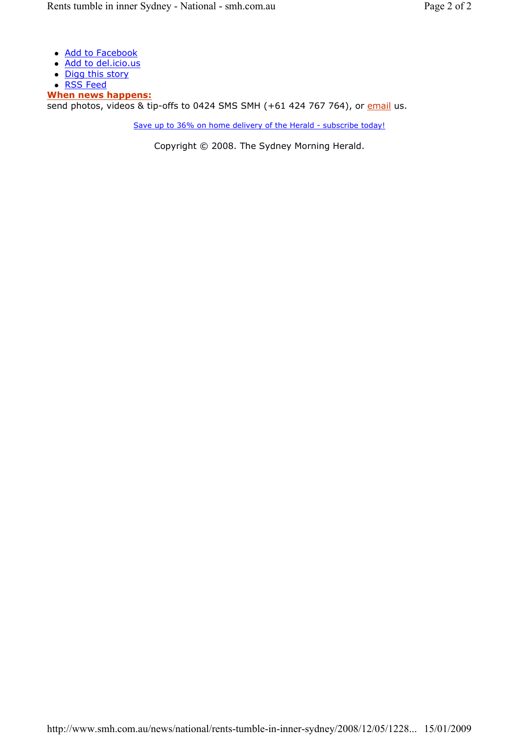- Add to Facebook
- Add to del.icio.us
- Digg this story
- RSS Feed

**When news happens:**
send photos, videos & tip-offs to 0424 SMS SMH (+61 424 767 764), or email us.

Save up to 36% on home delivery of the Herald - subscribe today!

Copyright © 2008. The Sydney Morning Herald.